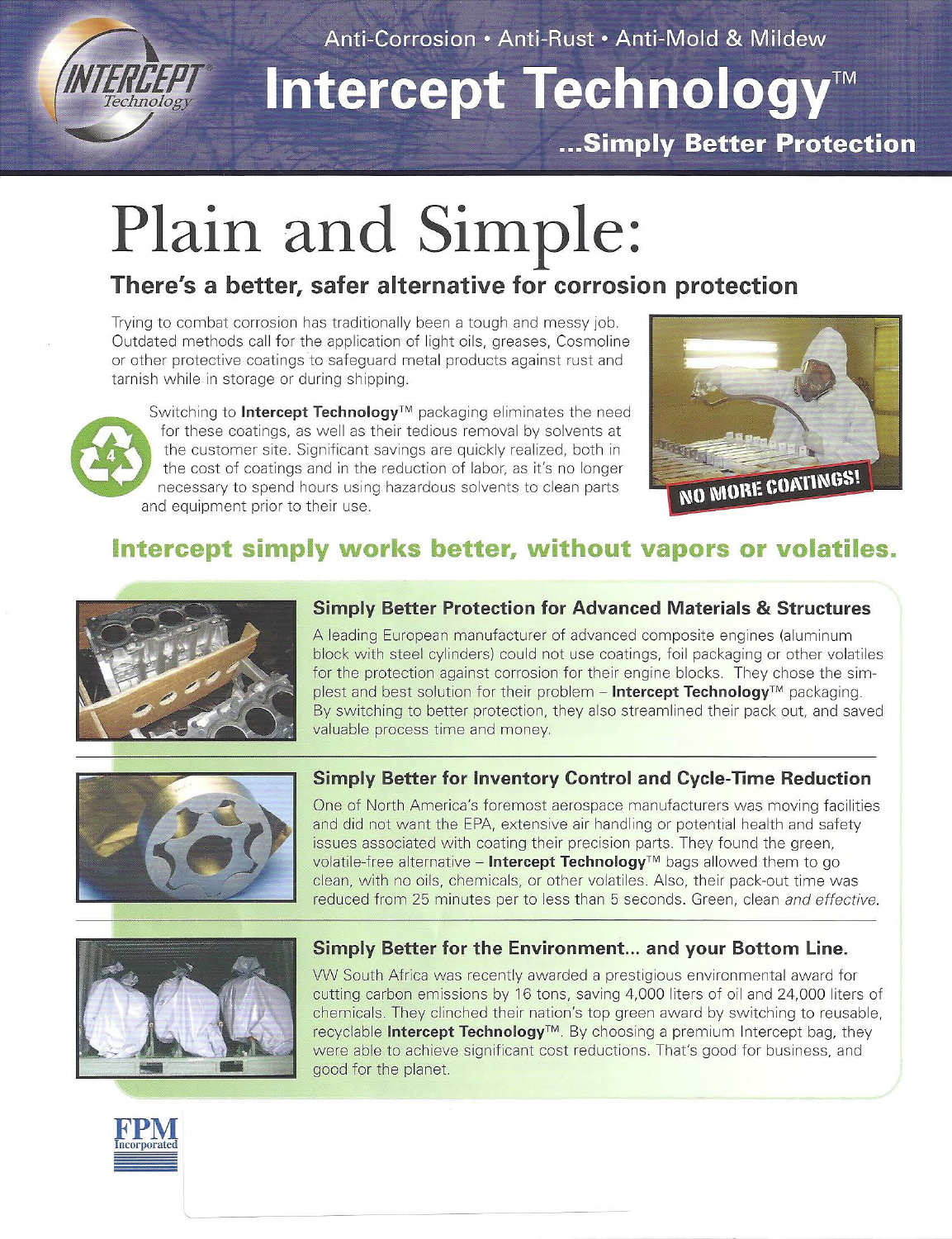Anti-Corrosion • Anti-Rust • Anti-Mold & Mildew

# Intercept Technology™

**...Simply Better Protection**

# Plain and Simple:

## There's a better, safer alternative for corrosion protection

Trying to combat corrosion has traditionally been a tough and messy job. Outdated methods call for the application of light oils, greases, Cosmoline or other protective coatings to safeguard metal products against rust and tarnish while in storage or during shipping.

Switching to **Intercept Technology**™ packaging eliminates the need for these coatings, as well as their tedious removal by solvents at the customer site. Significant savings are quickly realized, both in the cost of coatings and in the reduction of labor, as it's no longer necessary to spend hours using hazardous solvents to clean parts and equipment prior to their use.

NO MORE COATINGS!

## Intercept simply works better, without vapors or volatiles.

### Simply Better Protection for Advanced Materials & Structures

A leading European manufacturer of advanced composite engines (aluminum block with steel cylinders) could not use coatings, foil packaging or other volatiles for the protection against corrosion for their engine blocks. They chose the simplest and best solution for their problem – **Intercept Technology**™ packaging. By switching to better protection, they also streamlined their pack out, and saved valuable process time and money.

### Simply Better for Inventory Control and Cycle-Time Reduction

One of North America's foremost aerospace manufacturers was moving facilities and did not want the EPA, extensive air handling or potential health and safety issues associated with coating their precision parts. They found the green, volatile-free alternative – **Intercept Technology**™ bags allowed them to go clean, with no oils, chemicals, or other volatiles. Also, their pack-out time was reduced from 25 minutes per to less than 5 seconds. Green, clean *and effective*.

### Simply Better for the Environment... and your Bottom Line.

VW South Africa was recently awarded a prestigious environmental award for cutting carbon emissions by 16 tons, saving 4,000 liters of oil and 24,000 liters of chemicals. They clinched their nation's top green award by switching to reusable, recyclable **Intercept Technology**™. By choosing a premium Intercept bag, they were able to achieve significant cost reductions. That's good for business, and good for the planet.

FPM Incorporated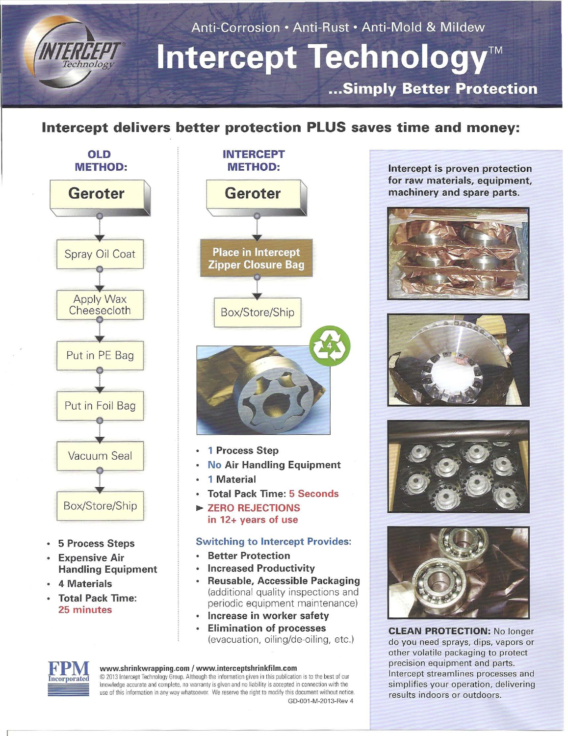Anti-Corrosion • Anti-Rust • Anti-Mold & Mildew

# Intercept Technology™

**...Simply Better Protection**

## Intercept delivers better protection PLUS saves time and money:

### OLD METHOD:

Geroter → Spray Oil Coat → Apply Wax Cheesecloth → Put in PE Bag → Put in Foil Bag → Vacuum Seal → Box/Store/Ship

- **5 Process Steps**
- **Expensive Air Handling Equipment**
- **4 Materials**
- **Total Pack Time: 25 minutes**

### INTERCEPT METHOD:

Geroter → Place in Intercept Zipper Closure Bag → Box/Store/Ship

- **1 Process Step**
- **No Air Handling Equipment**
- **1 Material**
- **Total Pack Time: 5 Seconds**
- ► **ZERO REJECTIONS in 12+ years of use**

**Switching to Intercept Provides:**

- **Better Protection**
- **Increased Productivity**
- **Reusable, Accessible Packaging** (additional quality inspections and periodic equipment maintenance)
- **Increase in worker safety**
- **Elimination of processes** (evacuation, oiling/de-oiling, etc.)

**Intercept is proven protection for raw materials, equipment, machinery and spare parts.**

**CLEAN PROTECTION:** No longer do you need sprays, dips, vapors or other volatile packaging to protect precision equipment and parts. Intercept streamlines processes and simplifies your operation, delivering results indoors or outdoors.

FPM Incorporated

**www.shrinkwrapping.com / www.interceptshrinkfilm.com**

© 2013 Intercept Technology Group. Although the information given in this publication is to the best of our knowledge accurate and complete, no warranty is given and no liability is accepted in connection with the use of this information in any way whatsoever. We reserve the right to modify this document without notice.

GD-001-M-2013-Rev 4